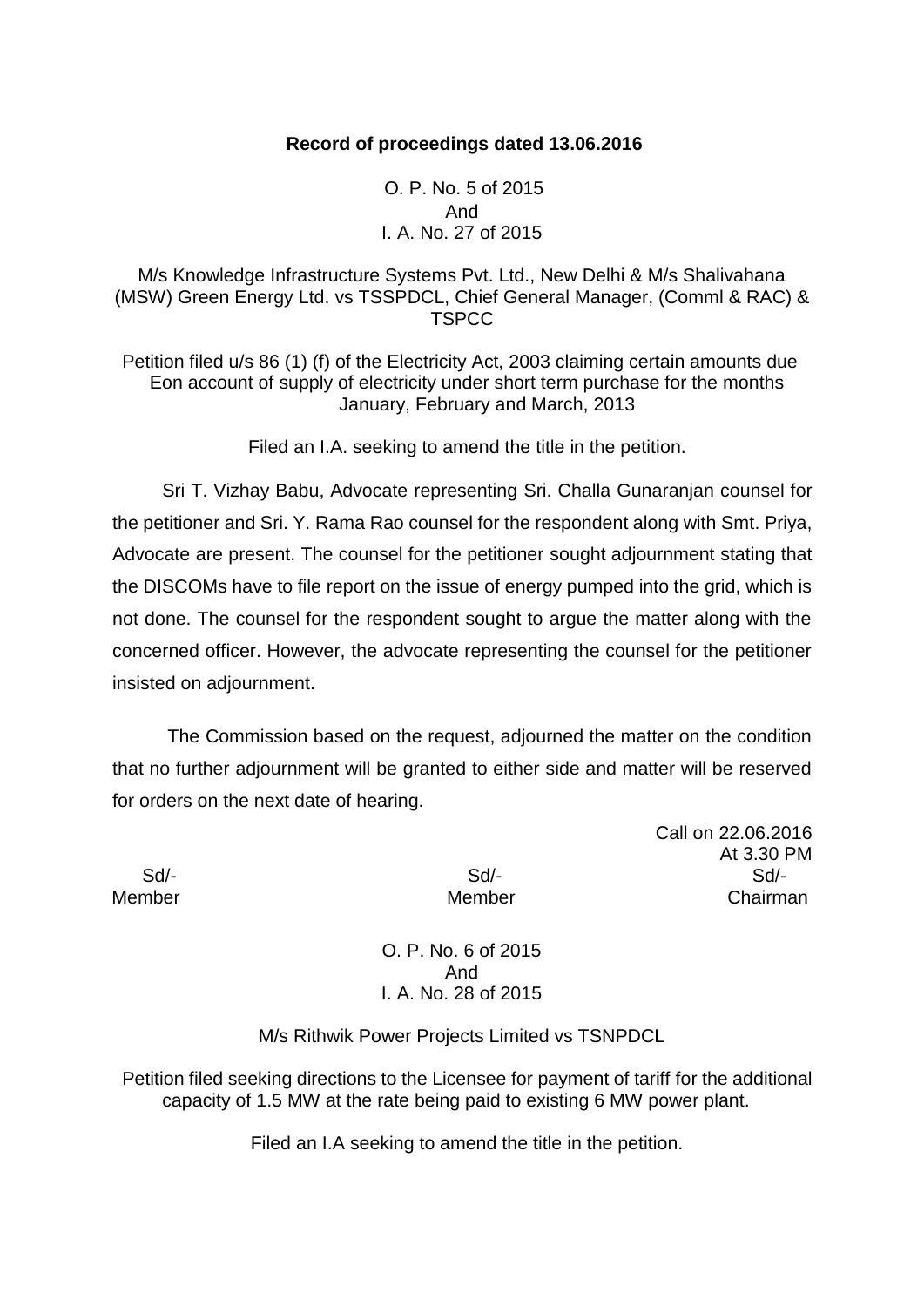**Record of proceedings dated 13.06.2016**

O. P. No. 5 of 2015
And
I. A. No. 27 of 2015

M/s Knowledge Infrastructure Systems Pvt. Ltd., New Delhi & M/s Shalivahana (MSW) Green Energy Ltd. vs TSSPDCL, Chief General Manager, (Comml & RAC) & TSPCC

Petition filed u/s 86 (1) (f) of the Electricity Act, 2003 claiming certain amounts due Eon account of supply of electricity under short term purchase for the months January, February and March, 2013

Filed an I.A. seeking to amend the title in the petition.

Sri T. Vizhay Babu, Advocate representing Sri. Challa Gunaranjan counsel for the petitioner and Sri. Y. Rama Rao counsel for the respondent along with Smt. Priya, Advocate are present. The counsel for the petitioner sought adjournment stating that the DISCOMs have to file report on the issue of energy pumped into the grid, which is not done. The counsel for the respondent sought to argue the matter along with the concerned officer. However, the advocate representing the counsel for the petitioner insisted on adjournment.

The Commission based on the request, adjourned the matter on the condition that no further adjournment will be granted to either side and matter will be reserved for orders on the next date of hearing.

Call on 22.06.2016
At 3.30 PM

| Sd/- | Sd/- | Sd/- |
|---|---|---|
| Member | Member | Chairman |

O. P. No. 6 of 2015
And
I. A. No. 28 of 2015

M/s Rithwik Power Projects Limited vs TSNPDCL

Petition filed seeking directions to the Licensee for payment of tariff for the additional capacity of 1.5 MW at the rate being paid to existing 6 MW power plant.

Filed an I.A seeking to amend the title in the petition.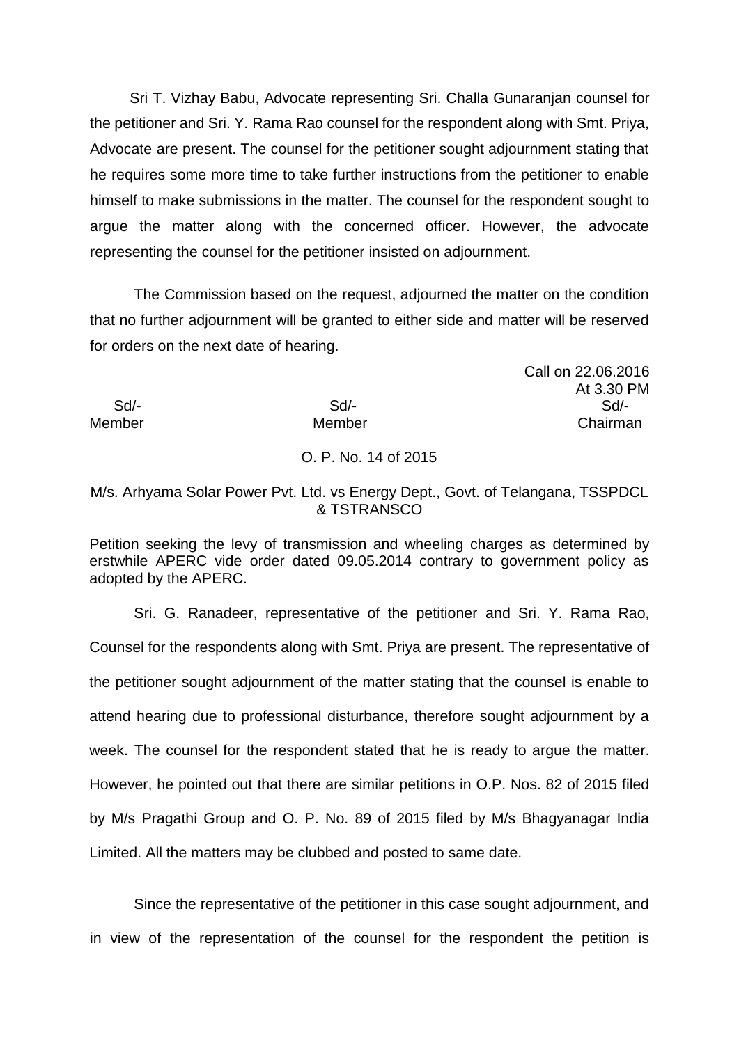Sri T. Vizhay Babu, Advocate representing Sri. Challa Gunaranjan counsel for the petitioner and Sri. Y. Rama Rao counsel for the respondent along with Smt. Priya, Advocate are present. The counsel for the petitioner sought adjournment stating that he requires some more time to take further instructions from the petitioner to enable himself to make submissions in the matter. The counsel for the respondent sought to argue the matter along with the concerned officer. However, the advocate representing the counsel for the petitioner insisted on adjournment.

The Commission based on the request, adjourned the matter on the condition that no further adjournment will be granted to either side and matter will be reserved for orders on the next date of hearing.

Call on 22.06.2016
At 3.30 PM

| Sd/- | Sd/- | Sd/- |
|---|---|---|
| Member | Member | Chairman |

O. P. No. 14 of 2015

M/s. Arhyama Solar Power Pvt. Ltd. vs Energy Dept., Govt. of Telangana, TSSPDCL & TSTRANSCO

Petition seeking the levy of transmission and wheeling charges as determined by erstwhile APERC vide order dated 09.05.2014 contrary to government policy as adopted by the APERC.

Sri. G. Ranadeer, representative of the petitioner and Sri. Y. Rama Rao, Counsel for the respondents along with Smt. Priya are present. The representative of the petitioner sought adjournment of the matter stating that the counsel is enable to attend hearing due to professional disturbance, therefore sought adjournment by a week. The counsel for the respondent stated that he is ready to argue the matter. However, he pointed out that there are similar petitions in O.P. Nos. 82 of 2015 filed by M/s Pragathi Group and O. P. No. 89 of 2015 filed by M/s Bhagyanagar India Limited. All the matters may be clubbed and posted to same date.

Since the representative of the petitioner in this case sought adjournment, and in view of the representation of the counsel for the respondent the petition is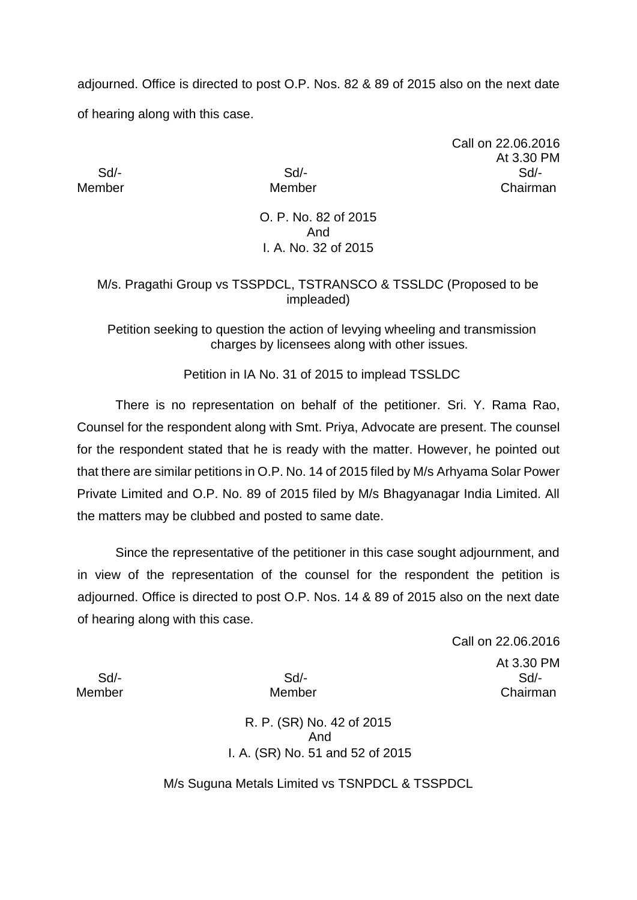adjourned. Office is directed to post O.P. Nos. 82 & 89 of 2015 also on the next date of hearing along with this case.

Call on 22.06.2016
At 3.30 PM

| Sd/- | Sd/- | Sd/- |
|---|---|---|
| Member | Member | Chairman |

O. P. No. 82 of 2015
And
I. A. No. 32 of 2015

M/s. Pragathi Group vs TSSPDCL, TSTRANSCO & TSSLDC (Proposed to be impleaded)

Petition seeking to question the action of levying wheeling and transmission charges by licensees along with other issues.

Petition in IA No. 31 of 2015 to implead TSSLDC

There is no representation on behalf of the petitioner. Sri. Y. Rama Rao, Counsel for the respondent along with Smt. Priya, Advocate are present. The counsel for the respondent stated that he is ready with the matter. However, he pointed out that there are similar petitions in O.P. No. 14 of 2015 filed by M/s Arhyama Solar Power Private Limited and O.P. No. 89 of 2015 filed by M/s Bhagyanagar India Limited. All the matters may be clubbed and posted to same date.

Since the representative of the petitioner in this case sought adjournment, and in view of the representation of the counsel for the respondent the petition is adjourned. Office is directed to post O.P. Nos. 14 & 89 of 2015 also on the next date of hearing along with this case.

Call on 22.06.2016
At 3.30 PM

| Sd/- | Sd/- | Sd/- |
|---|---|---|
| Member | Member | Chairman |

R. P. (SR) No. 42 of 2015
And
I. A. (SR) No. 51 and 52 of 2015

M/s Suguna Metals Limited vs TSNPDCL & TSSPDCL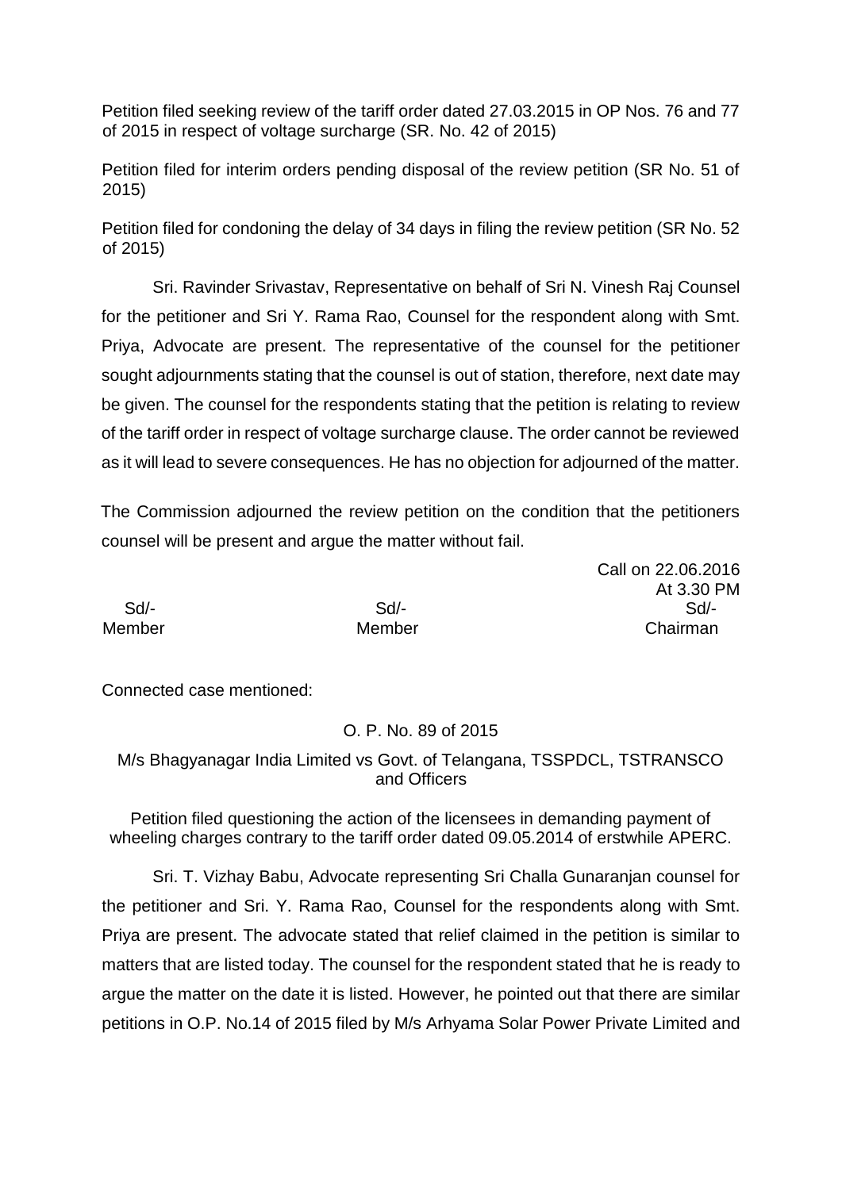Petition filed seeking review of the tariff order dated 27.03.2015 in OP Nos. 76 and 77 of 2015 in respect of voltage surcharge (SR. No. 42 of 2015)

Petition filed for interim orders pending disposal of the review petition (SR No. 51 of 2015)

Petition filed for condoning the delay of 34 days in filing the review petition (SR No. 52 of 2015)

Sri. Ravinder Srivastav, Representative on behalf of Sri N. Vinesh Raj Counsel for the petitioner and Sri Y. Rama Rao, Counsel for the respondent along with Smt. Priya, Advocate are present. The representative of the counsel for the petitioner sought adjournments stating that the counsel is out of station, therefore, next date may be given. The counsel for the respondents stating that the petition is relating to review of the tariff order in respect of voltage surcharge clause. The order cannot be reviewed as it will lead to severe consequences. He has no objection for adjourned of the matter.

The Commission adjourned the review petition on the condition that the petitioners counsel will be present and argue the matter without fail.

Call on 22.06.2016
At 3.30 PM

| Sd/- | Sd/- | Sd/- |
|---|---|---|
| Member | Member | Chairman |

Connected case mentioned:

O. P. No. 89 of 2015

M/s Bhagyanagar India Limited vs Govt. of Telangana, TSSPDCL, TSTRANSCO and Officers

Petition filed questioning the action of the licensees in demanding payment of wheeling charges contrary to the tariff order dated 09.05.2014 of erstwhile APERC.

Sri. T. Vizhay Babu, Advocate representing Sri Challa Gunaranjan counsel for the petitioner and Sri. Y. Rama Rao, Counsel for the respondents along with Smt. Priya are present. The advocate stated that relief claimed in the petition is similar to matters that are listed today. The counsel for the respondent stated that he is ready to argue the matter on the date it is listed. However, he pointed out that there are similar petitions in O.P. No.14 of 2015 filed by M/s Arhyama Solar Power Private Limited and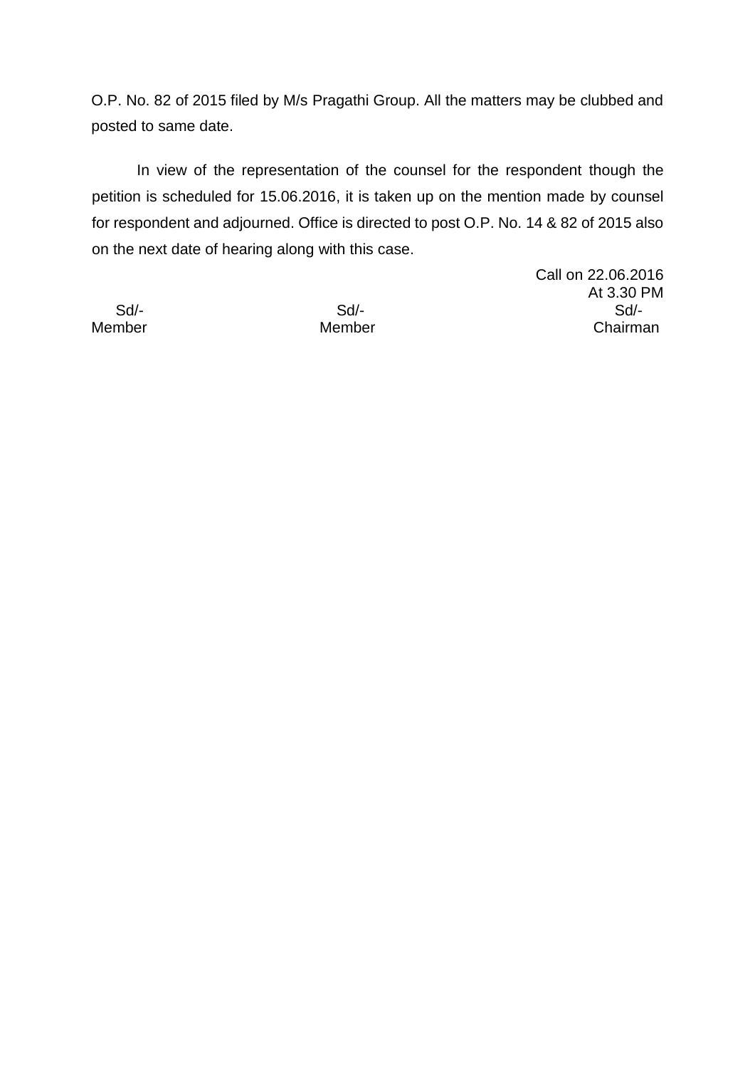O.P. No. 82 of 2015 filed by M/s Pragathi Group. All the matters may be clubbed and posted to same date.

In view of the representation of the counsel for the respondent though the petition is scheduled for 15.06.2016, it is taken up on the mention made by counsel for respondent and adjourned. Office is directed to post O.P. No. 14 & 82 of 2015 also on the next date of hearing along with this case.

Call on 22.06.2016
At 3.30 PM

| | | |
|---|---|---|
| Sd/- | Sd/- | Sd/- |
| Member | Member | Chairman |